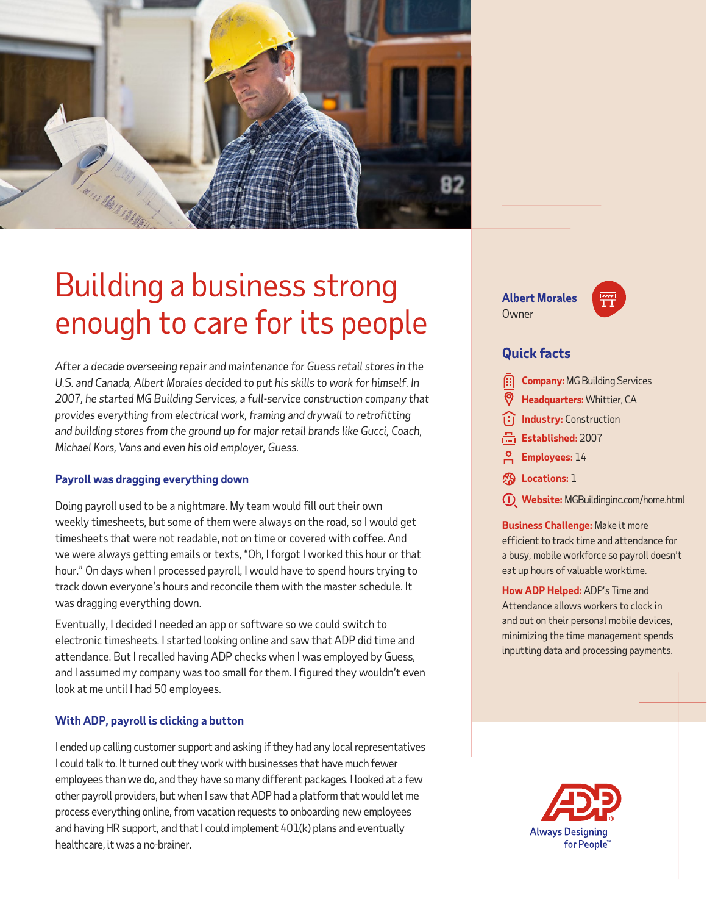# Building a business strong enough to care for its people

*After a decade overseeing repair and maintenance for Guess retail stores in the U.S. and Canada, Albert Morales decided to put his skills to work for himself. In 2007, he started MG Building Services, a full-service construction company that provides everything from electrical work, framing and drywall to retrofitting and building stores from the ground up for major retail brands like Gucci, Coach, Michael Kors, Vans and even his old employer, Guess.*

### Payroll was dragging everything down

Doing payroll used to be a nightmare. My team would fill out their own weekly timesheets, but some of them were always on the road, so I would get timesheets that were not readable, not on time or covered with coffee. And we were always getting emails or texts, "Oh, I forgot I worked this hour or that hour." On days when I processed payroll, I would have to spend hours trying to track down everyone's hours and reconcile them with the master schedule. It was dragging everything down.

Eventually, I decided I needed an app or software so we could switch to electronic timesheets. I started looking online and saw that ADP did time and attendance. But I recalled having ADP checks when I was employed by Guess, and I assumed my company was too small for them. I figured they wouldn't even look at me until I had 50 employees.

### With ADP, payroll is clicking a button

I ended up calling customer support and asking if they had any local representatives I could talk to. It turned out they work with businesses that have much fewer employees than we do, and they have so many different packages. I looked at a few other payroll providers, but when I saw that ADP had a platform that would let me process everything online, from vacation requests to onboarding new employees and having HR support, and that I could implement 401(k) plans and eventually healthcare, it was a no-brainer.

**Albert Morales**
Owner

## Quick facts

- **Company:** MG Building Services
- **Headquarters:** Whittier, CA
- **Industry:** Construction
- **Established:** 2007
- **Employees:** 14
- **Locations:** 1
- **Website:** MGBuildinginc.com/home.html

**Business Challenge:** Make it more efficient to track time and attendance for a busy, mobile workforce so payroll doesn't eat up hours of valuable worktime.

**How ADP Helped:** ADP's Time and Attendance allows workers to clock in and out on their personal mobile devices, minimizing the time management spends inputting data and processing payments.

ADP Always Designing for People™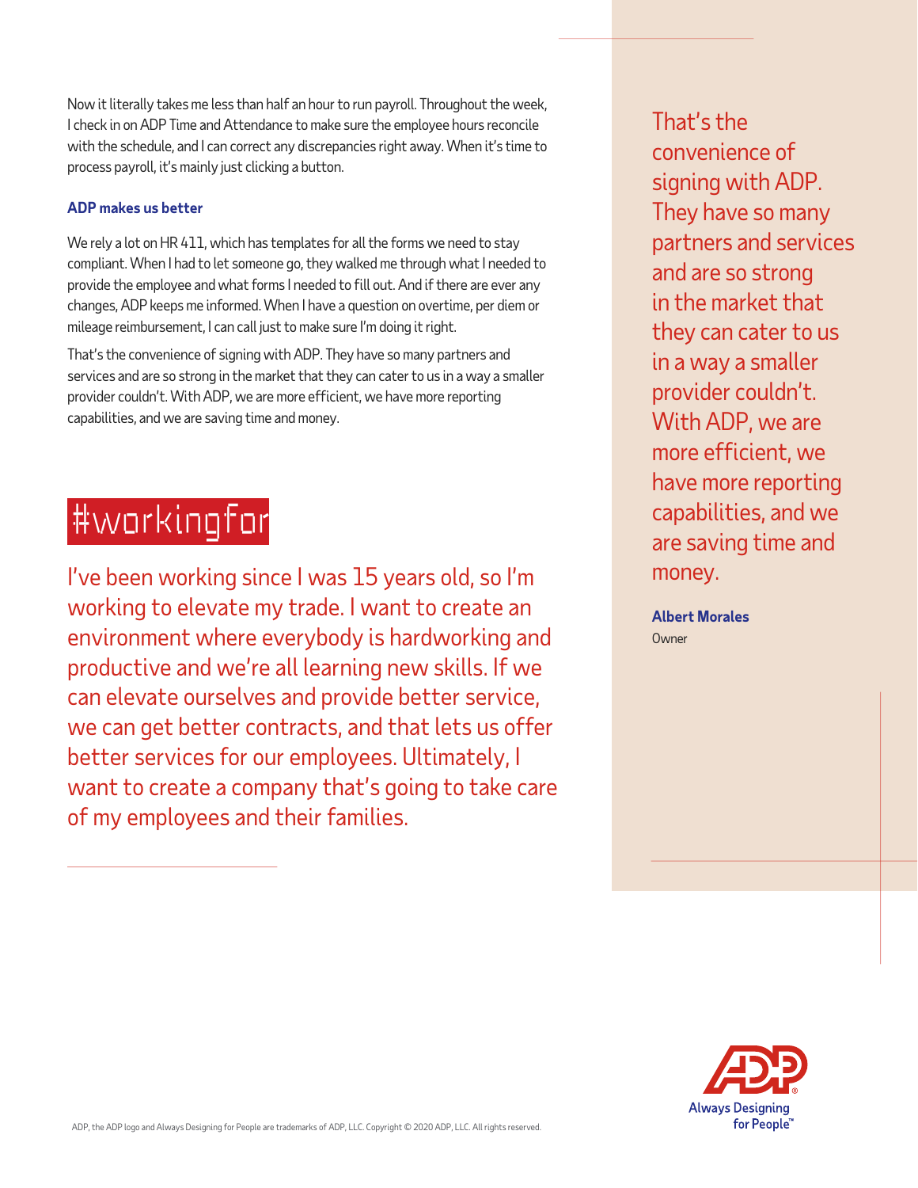Now it literally takes me less than half an hour to run payroll. Throughout the week, I check in on ADP Time and Attendance to make sure the employee hours reconcile with the schedule, and I can correct any discrepancies right away. When it's time to process payroll, it's mainly just clicking a button.

### ADP makes us better

We rely a lot on HR 411, which has templates for all the forms we need to stay compliant. When I had to let someone go, they walked me through what I needed to provide the employee and what forms I needed to fill out. And if there are ever any changes, ADP keeps me informed. When I have a question on overtime, per diem or mileage reimbursement, I can call just to make sure I'm doing it right.

That's the convenience of signing with ADP. They have so many partners and services and are so strong in the market that they can cater to us in a way a smaller provider couldn't. With ADP, we are more efficient, we have more reporting capabilities, and we are saving time and money.

## #workingfor

I've been working since I was 15 years old, so I'm working to elevate my trade. I want to create an environment where everybody is hardworking and productive and we're all learning new skills. If we can elevate ourselves and provide better service, we can get better contracts, and that lets us offer better services for our employees. Ultimately, I want to create a company that's going to take care of my employees and their families.

> That's the convenience of signing with ADP. They have so many partners and services and are so strong in the market that they can cater to us in a way a smaller provider couldn't. With ADP, we are more efficient, we have more reporting capabilities, and we are saving time and money.

**Albert Morales**
Owner

ADP, the ADP logo and Always Designing for People are trademarks of ADP, LLC. Copyright © 2020 ADP, LLC. All rights reserved.

ADP Always Designing for People™